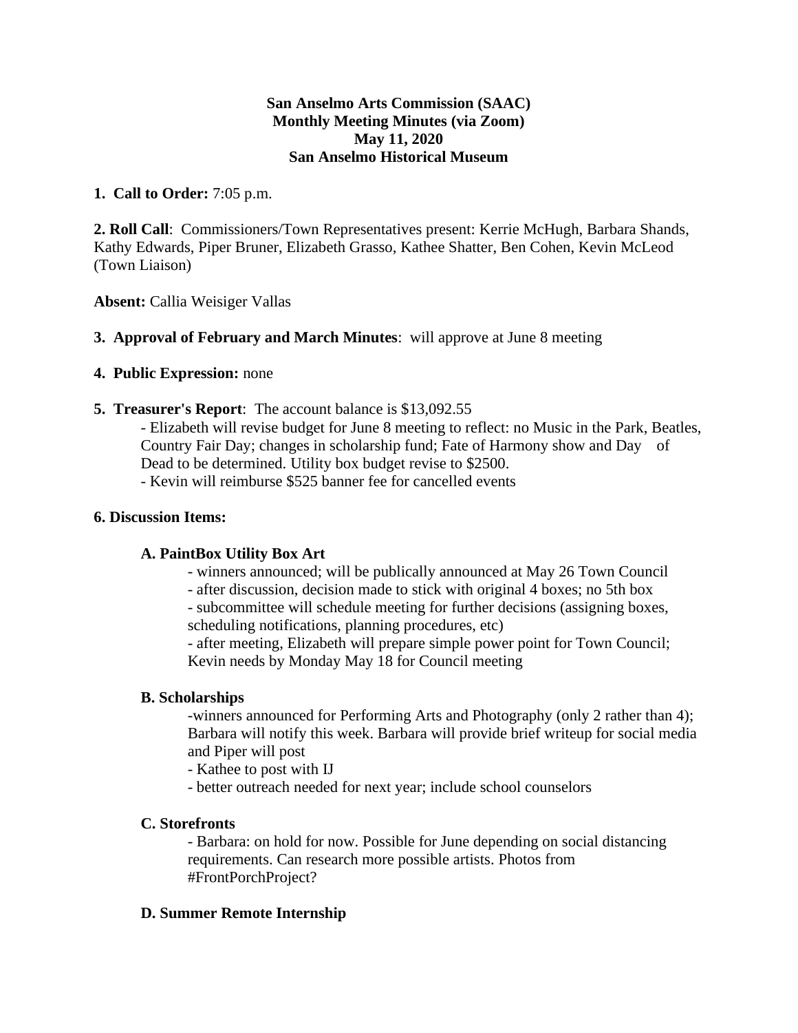**San Anselmo Arts Commission (SAAC)**
**Monthly Meeting Minutes (via Zoom)**
**May 11, 2020**
**San Anselmo Historical Museum**

**1. Call to Order:** 7:05 p.m.

**2. Roll Call**: Commissioners/Town Representatives present: Kerrie McHugh, Barbara Shands, Kathy Edwards, Piper Bruner, Elizabeth Grasso, Kathee Shatter, Ben Cohen, Kevin McLeod (Town Liaison)

**Absent:** Callia Weisiger Vallas

**3. Approval of February and March Minutes**: will approve at June 8 meeting

**4. Public Expression:** none

**5. Treasurer's Report**: The account balance is $13,092.55

- Elizabeth will revise budget for June 8 meeting to reflect: no Music in the Park, Beatles, Country Fair Day; changes in scholarship fund; Fate of Harmony show and Day of Dead to be determined. Utility box budget revise to $2500.
- Kevin will reimburse $525 banner fee for cancelled events

**6. Discussion Items:**

**A. PaintBox Utility Box Art**

- winners announced; will be publically announced at May 26 Town Council
- after discussion, decision made to stick with original 4 boxes; no 5th box
- subcommittee will schedule meeting for further decisions (assigning boxes, scheduling notifications, planning procedures, etc)
- after meeting, Elizabeth will prepare simple power point for Town Council; Kevin needs by Monday May 18 for Council meeting

**B. Scholarships**

- winners announced for Performing Arts and Photography (only 2 rather than 4); Barbara will notify this week. Barbara will provide brief writeup for social media and Piper will post
- Kathee to post with IJ
- better outreach needed for next year; include school counselors

**C. Storefronts**

- Barbara: on hold for now. Possible for June depending on social distancing requirements. Can research more possible artists. Photos from #FrontPorchProject?

**D. Summer Remote Internship**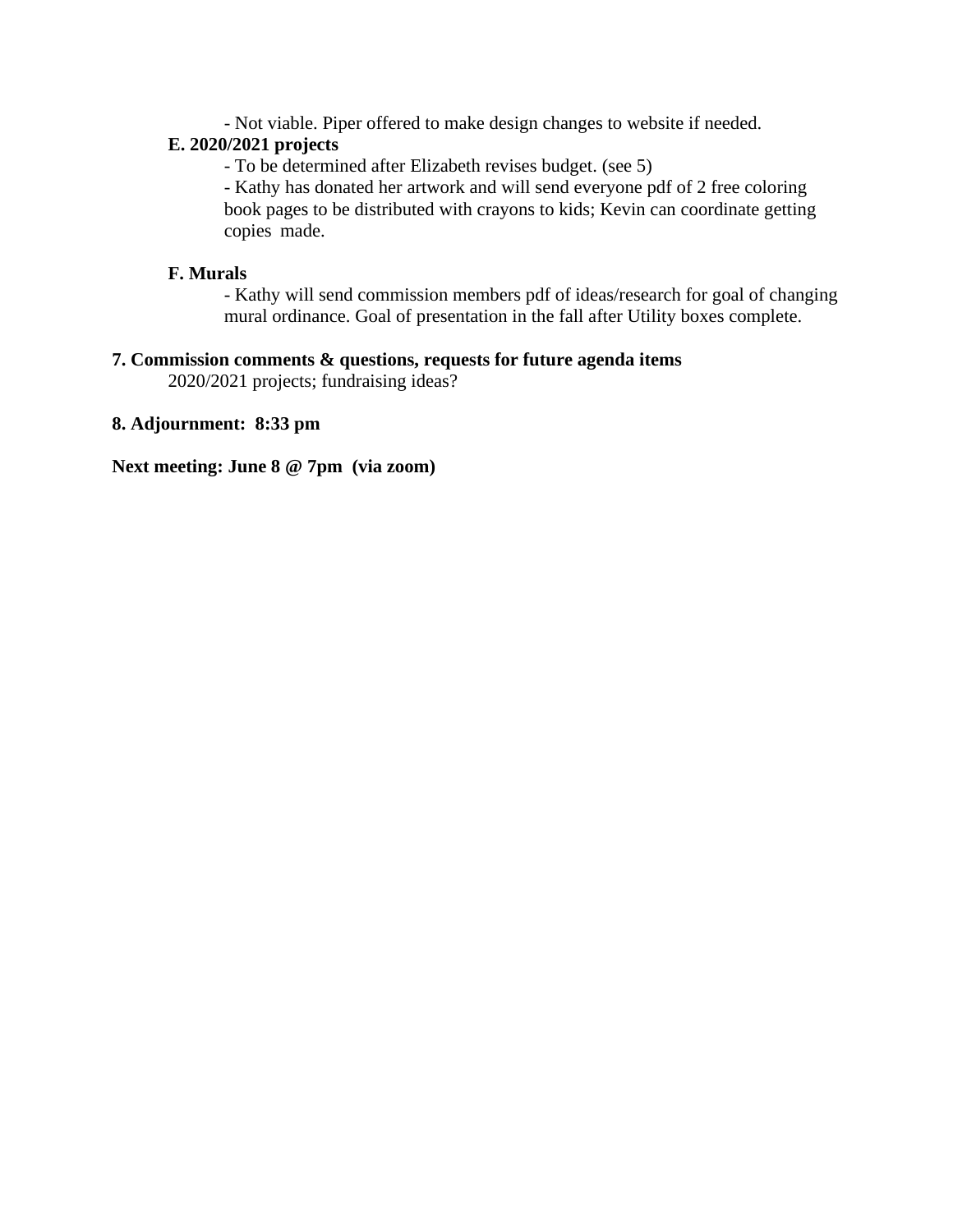- Not viable. Piper offered to make design changes to website if needed.

**E. 2020/2021 projects**

- To be determined after Elizabeth revises budget. (see 5)
- Kathy has donated her artwork and will send everyone pdf of 2 free coloring book pages to be distributed with crayons to kids; Kevin can coordinate getting copies made.

**F. Murals**

- Kathy will send commission members pdf of ideas/research for goal of changing mural ordinance. Goal of presentation in the fall after Utility boxes complete.

**7. Commission comments & questions, requests for future agenda items**

2020/2021 projects; fundraising ideas?

**8. Adjournment: 8:33 pm**

**Next meeting: June 8 @ 7pm (via zoom)**